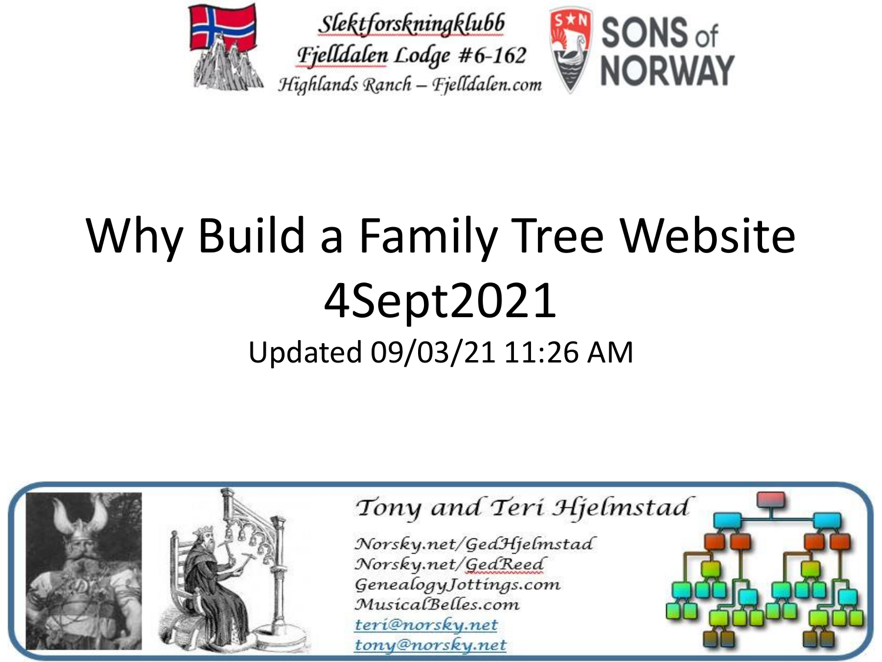Slektforskningklubb
Fjelldalen Lodge #6-162
Highlands Ranch – Fjelldalen.com

SONS of NORWAY

# Why Build a Family Tree Website 4Sept2021

Updated 09/03/21 11:26 AM

Tony and Teri Hjelmstad

Norsky.net/GedHjelmstad
Norsky.net/GedReed
GenealogyJottings.com
MusicalBelles.com
teri@norsky.net
tony@norsky.net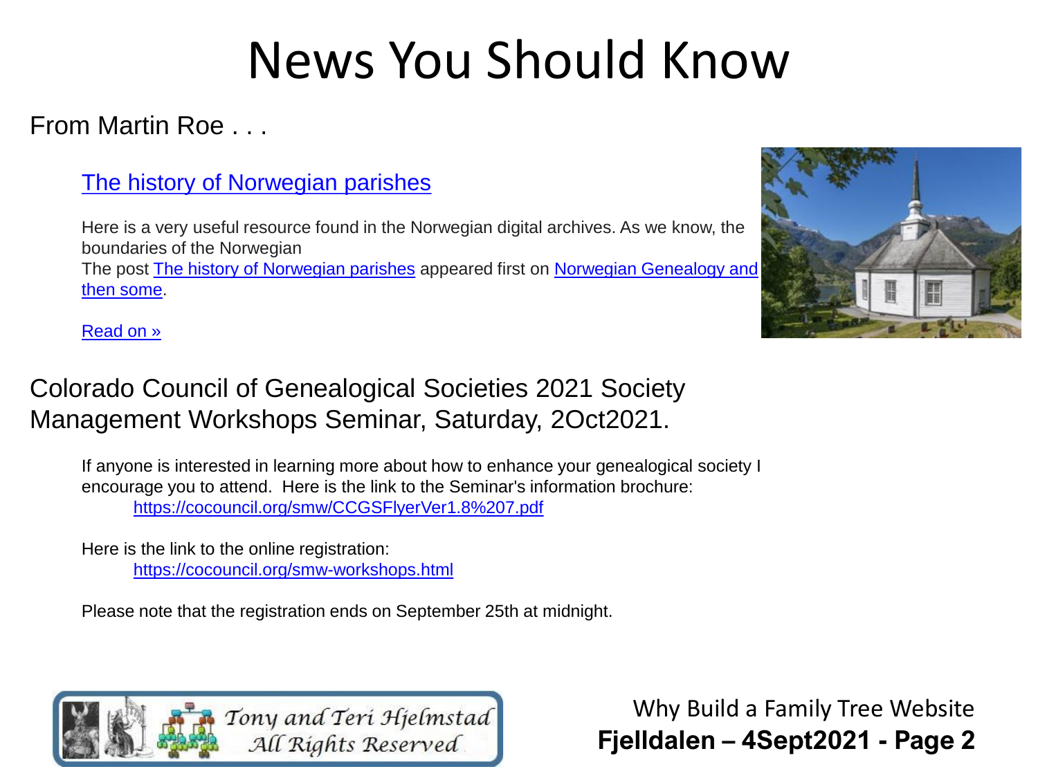# News You Should Know

From Martin Roe . . .

[The history of Norwegian parishes]

Here is a very useful resource found in the Norwegian digital archives. As we know, the boundaries of the Norwegian
The post The history of Norwegian parishes appeared first on Norwegian Genealogy and then some.

Read on »

## Colorado Council of Genealogical Societies 2021 Society Management Workshops Seminar, Saturday, 2Oct2021.

If anyone is interested in learning more about how to enhance your genealogical society I encourage you to attend. Here is the link to the Seminar's information brochure:
https://cocouncil.org/smw/CCGSFlyerVer1.8%207.pdf

Here is the link to the online registration:
https://cocouncil.org/smw-workshops.html

Please note that the registration ends on September 25th at midnight.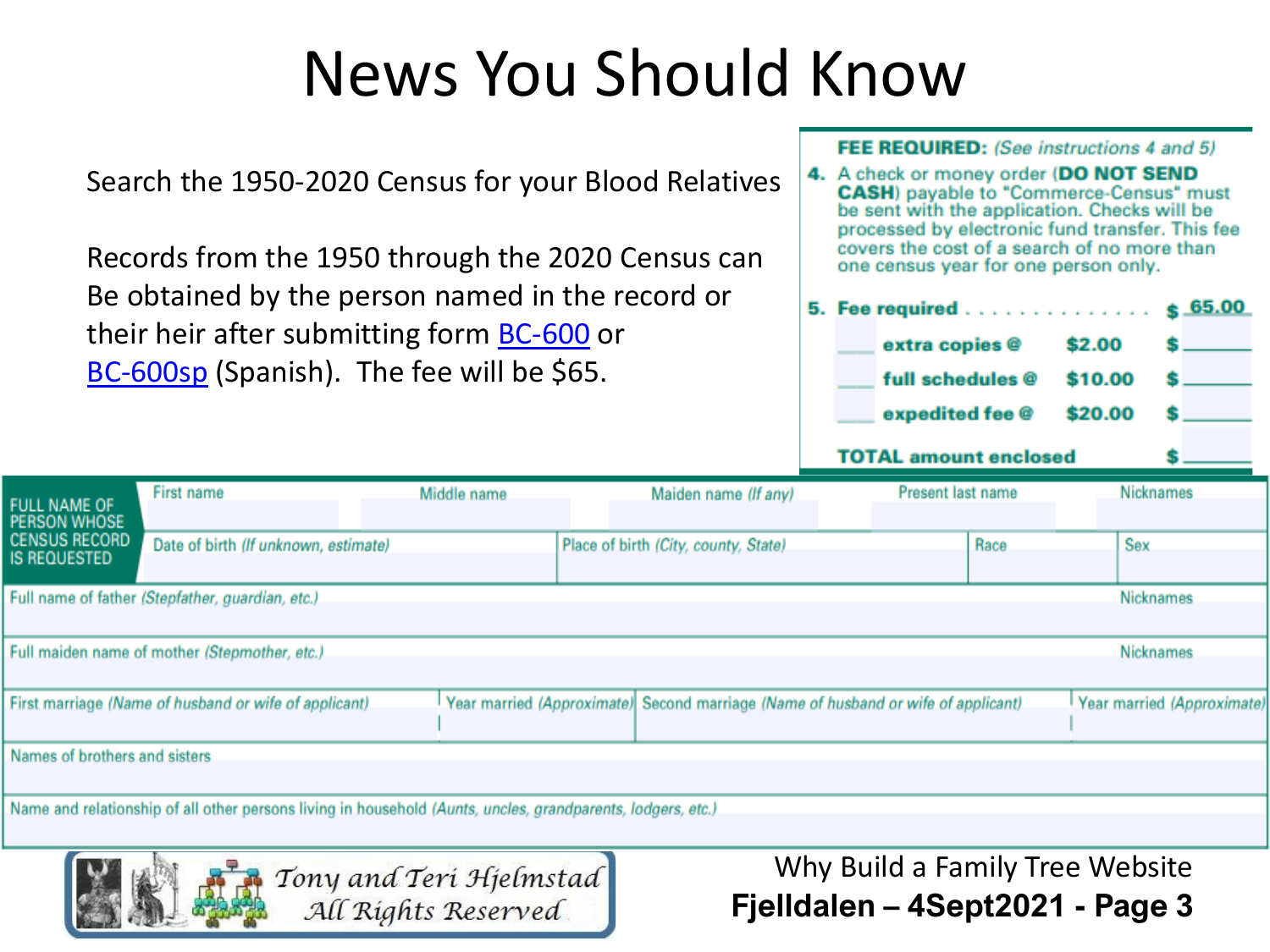# News You Should Know

Search the 1950-2020 Census for your Blood Relatives

Records from the 1950 through the 2020 Census can Be obtained by the person named in the record or their heir after submitting form BC-600 or BC-600sp (Spanish). The fee will be $65.

**FEE REQUIRED:** *(See instructions 4 and 5)*

4. A check or money order (**DO NOT SEND CASH**) payable to "Commerce-Census" must be sent with the application. Checks will be processed by electronic fund transfer. This fee covers the cost of a search of no more than one census year for one person only.

5. **Fee required** . . . . . . . . . . . . . . $ 65.00

| | | | |
|---|---|---|---|
| ____ | **extra copies @** | **$2.00** | $ ______ |
| ____ | **full schedules @** | **$10.00** | $ ______ |
| ____ | **expedited fee @** | **$20.00** | $ ______ |

**TOTAL amount enclosed** $ ______

| FULL NAME OF PERSON WHOSE CENSUS RECORD IS REQUESTED | First name | Middle name | Maiden name *(If any)* | Present last name | Nicknames |
|---|---|---|---|---|---|
| | Date of birth *(If unknown, estimate)* | Place of birth *(City, county, State)* | | Race | Sex |

| | |
|---|---|
| Full name of father *(Stepfather, guardian, etc.)* | Nicknames |
| Full maiden name of mother *(Stepmother, etc.)* | Nicknames |

| First marriage *(Name of husband or wife of applicant)* | Year married *(Approximate)* | Second marriage *(Name of husband or wife of applicant)* | Year married *(Approximate)* |
|---|---|---|---|

Names of brothers and sisters

Name and relationship of all other persons living in household *(Aunts, uncles, grandparents, lodgers, etc.)*

Tony and Teri Hjelmstad
All Rights Reserved

Why Build a Family Tree Website
**Fjelldalen – 4Sept2021 - Page 3**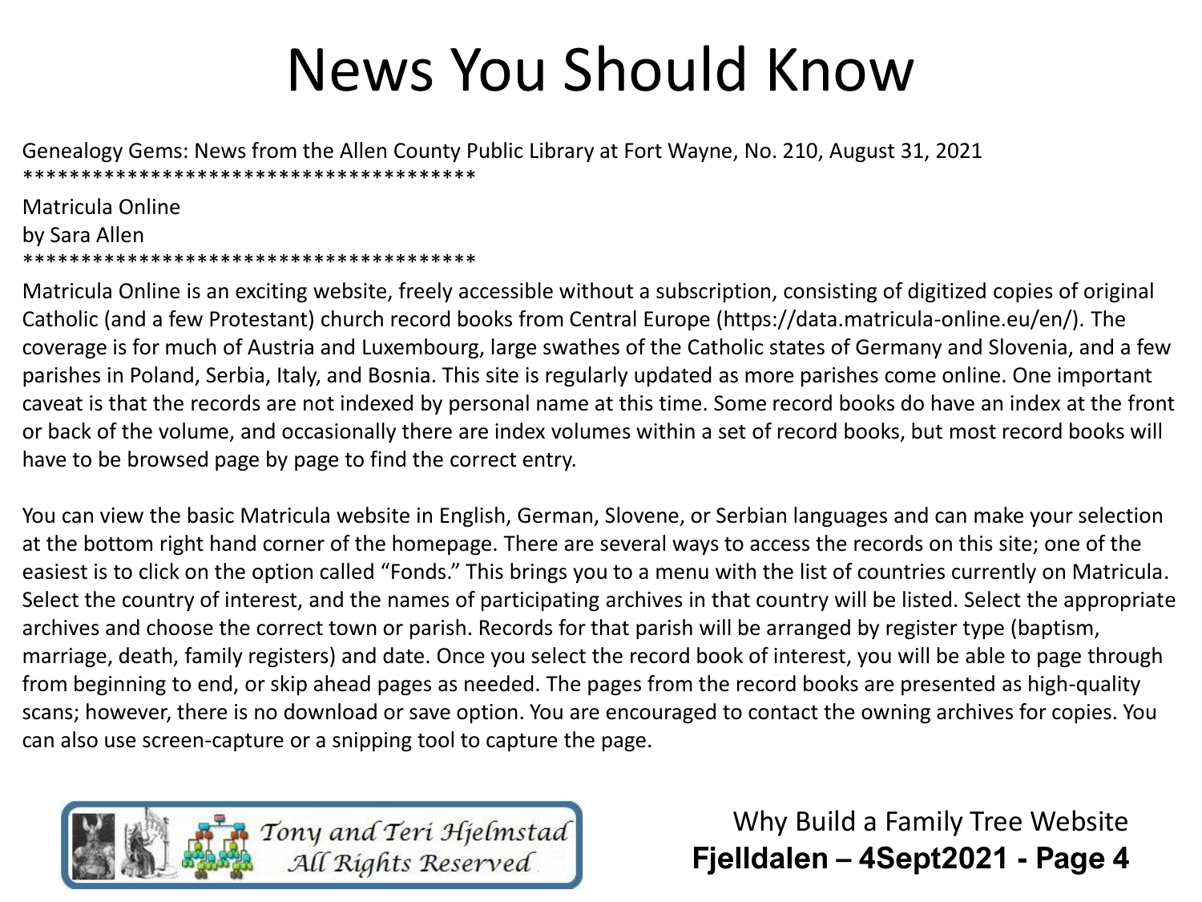# News You Should Know

Genealogy Gems: News from the Allen County Public Library at Fort Wayne, No. 210, August 31, 2021
****************************************

Matricula Online
by Sara Allen
****************************************

Matricula Online is an exciting website, freely accessible without a subscription, consisting of digitized copies of original Catholic (and a few Protestant) church record books from Central Europe (https://data.matricula-online.eu/en/). The coverage is for much of Austria and Luxembourg, large swathes of the Catholic states of Germany and Slovenia, and a few parishes in Poland, Serbia, Italy, and Bosnia. This site is regularly updated as more parishes come online. One important caveat is that the records are not indexed by personal name at this time. Some record books do have an index at the front or back of the volume, and occasionally there are index volumes within a set of record books, but most record books will have to be browsed page by page to find the correct entry.

You can view the basic Matricula website in English, German, Slovene, or Serbian languages and can make your selection at the bottom right hand corner of the homepage. There are several ways to access the records on this site; one of the easiest is to click on the option called "Fonds." This brings you to a menu with the list of countries currently on Matricula. Select the country of interest, and the names of participating archives in that country will be listed. Select the appropriate archives and choose the correct town or parish. Records for that parish will be arranged by register type (baptism, marriage, death, family registers) and date. Once you select the record book of interest, you will be able to page through from beginning to end, or skip ahead pages as needed. The pages from the record books are presented as high-quality scans; however, there is no download or save option. You are encouraged to contact the owning archives for copies. You can also use screen-capture or a snipping tool to capture the page.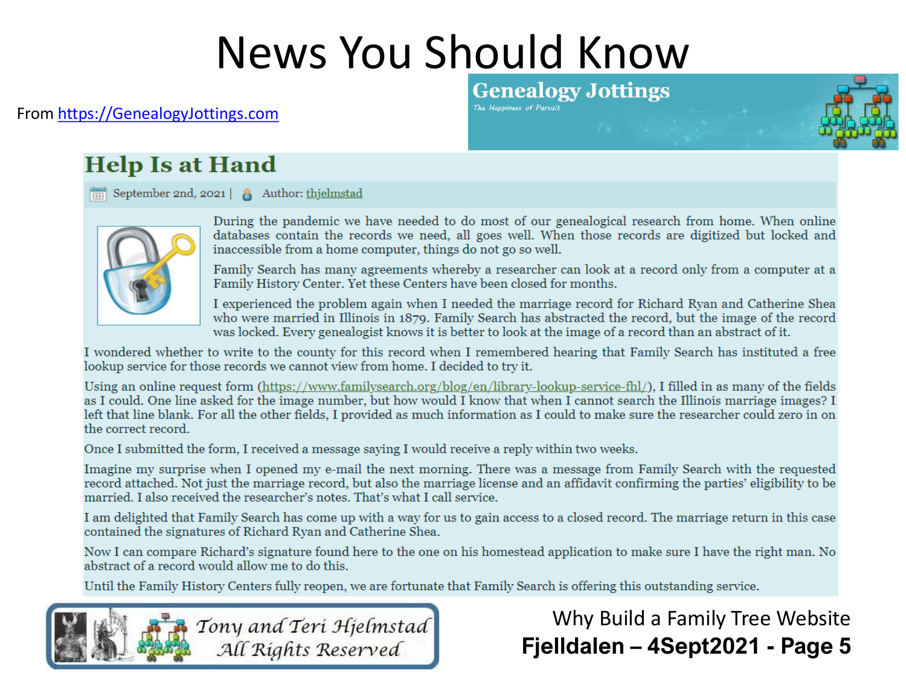# News You Should Know

From https://GenealogyJottings.com

**Genealogy Jottings**
*The Happiness of Pursuit*

## Help Is at Hand

September 2nd, 2021 | Author: thjelmstad

During the pandemic we have needed to do most of our genealogical research from home. When online databases contain the records we need, all goes well. When those records are digitized but locked and inaccessible from a home computer, things do not go so well.

Family Search has many agreements whereby a researcher can look at a record only from a computer at a Family History Center. Yet these Centers have been closed for months.

I experienced the problem again when I needed the marriage record for Richard Ryan and Catherine Shea who were married in Illinois in 1879. Family Search has abstracted the record, but the image of the record was locked. Every genealogist knows it is better to look at the image of a record than an abstract of it.

I wondered whether to write to the county for this record when I remembered hearing that Family Search has instituted a free lookup service for those records we cannot view from home. I decided to try it.

Using an online request form (https://www.familysearch.org/blog/en/library-lookup-service-fhl/), I filled in as many of the fields as I could. One line asked for the image number, but how would I know that when I cannot search the Illinois marriage images? I left that line blank. For all the other fields, I provided as much information as I could to make sure the researcher could zero in on the correct record.

Once I submitted the form, I received a message saying I would receive a reply within two weeks.

Imagine my surprise when I opened my e-mail the next morning. There was a message from Family Search with the requested record attached. Not just the marriage record, but also the marriage license and an affidavit confirming the parties' eligibility to be married. I also received the researcher's notes. That's what I call service.

I am delighted that Family Search has come up with a way for us to gain access to a closed record. The marriage return in this case contained the signatures of Richard Ryan and Catherine Shea.

Now I can compare Richard's signature found here to the one on his homestead application to make sure I have the right man. No abstract of a record would allow me to do this.

Until the Family History Centers fully reopen, we are fortunate that Family Search is offering this outstanding service.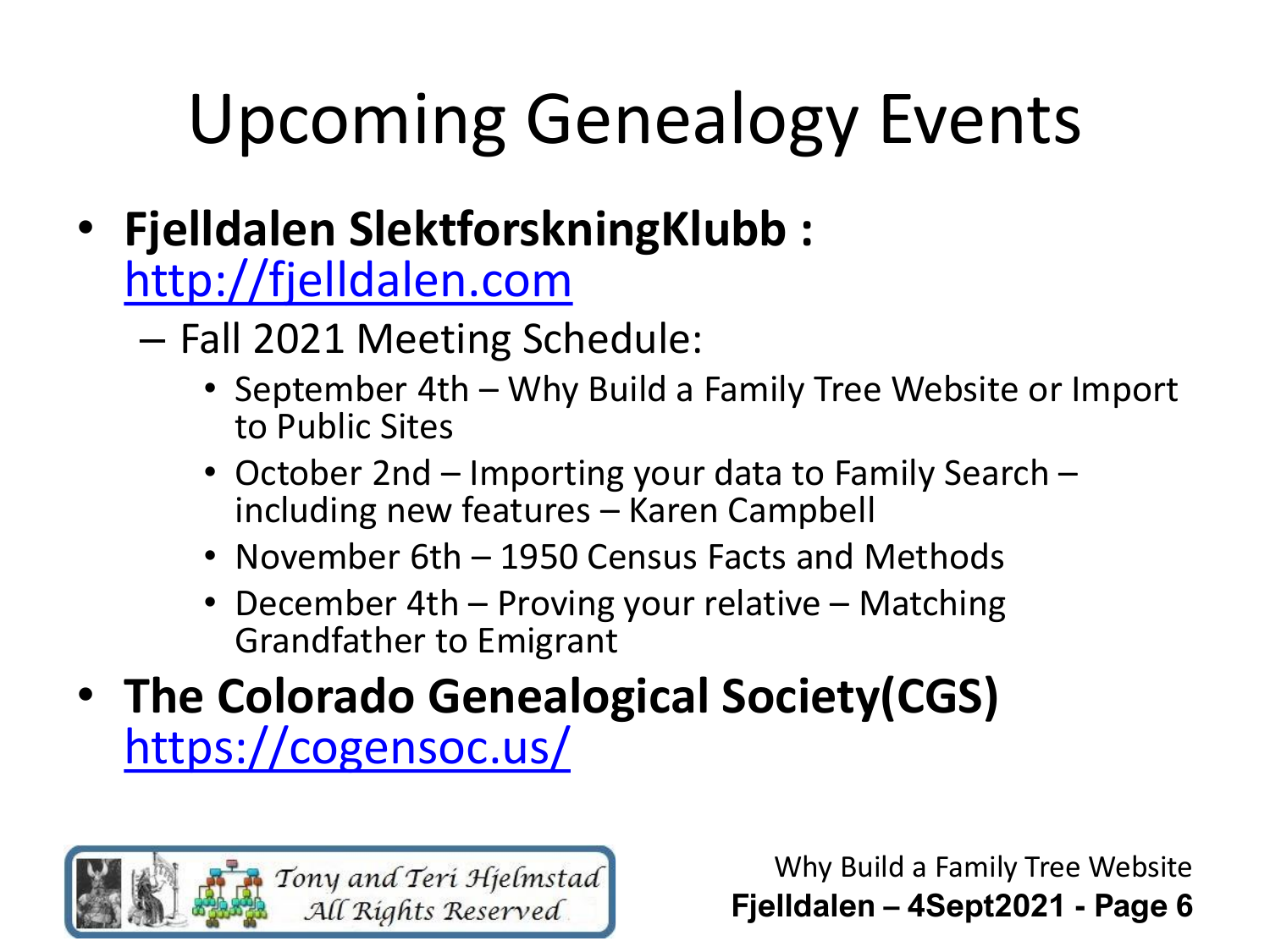# Upcoming Genealogy Events

- **Fjelldalen SlektforskningKlubb :** http://fjelldalen.com
  - Fall 2021 Meeting Schedule:
    - September 4th – Why Build a Family Tree Website or Import to Public Sites
    - October 2nd – Importing your data to Family Search – including new features – Karen Campbell
    - November 6th – 1950 Census Facts and Methods
    - December 4th – Proving your relative – Matching Grandfather to Emigrant
- **The Colorado Genealogical Society(CGS)** https://cogensoc.us/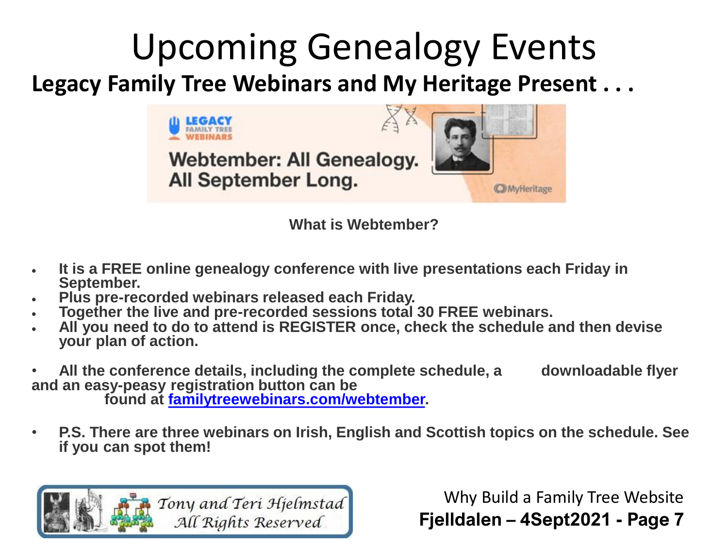# Upcoming Genealogy Events

## Legacy Family Tree Webinars and My Heritage Present . . .

**What is Webtember?**

- **It is a FREE online genealogy conference with live presentations each Friday in September.**
- **Plus pre-recorded webinars released each Friday.**
- **Together the live and pre-recorded sessions total 30 FREE webinars.**
- **All you need to do to attend is REGISTER once, check the schedule and then devise your plan of action.**

- **All the conference details, including the complete schedule, a downloadable flyer and an easy-peasy registration button can be found at [familytreewebinars.com/webtember](familytreewebinars.com/webtember).**

- **P.S. There are three webinars on Irish, English and Scottish topics on the schedule. See if you can spot them!**

*Tony and Teri Hjelmstad*
*All Rights Reserved*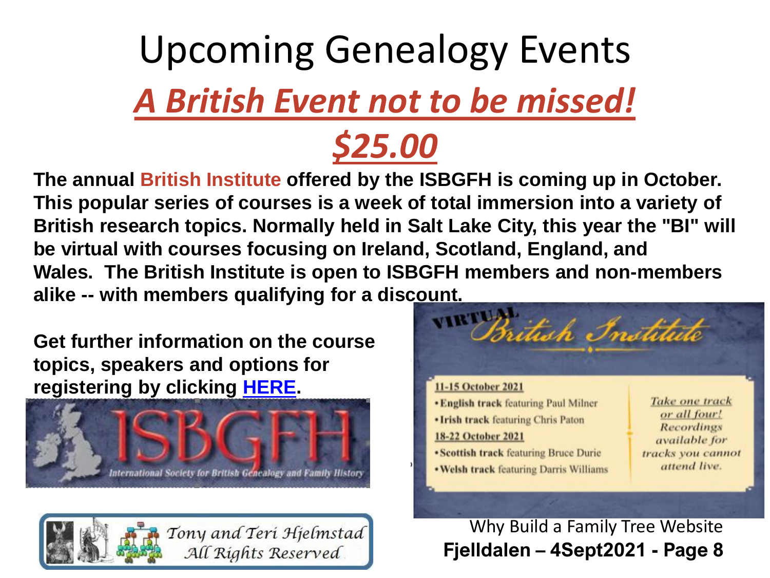# Upcoming Genealogy Events

## *A British Event not to be missed!*

## *$25.00*

**The annual British Institute offered by the ISBGFH is coming up in October. This popular series of courses is a week of total immersion into a variety of British research topics. Normally held in Salt Lake City, this year the "BI" will be virtual with courses focusing on Ireland, Scotland, England, and Wales. The British Institute is open to ISBGFH members and non-members alike -- with members qualifying for a discount.**

**Get further information on the course topics, speakers and options for registering by clicking HERE.**

ISBGFH

International Society for British Genealogy and Family History

VIRTUAL British Institute

11-15 October 2021

- **English track** featuring Paul Milner
- **Irish track** featuring Chris Paton

18-22 October 2021

- **Scottish track** featuring Bruce Durie
- **Welsh track** featuring Darris Williams

*Take one track or all four! Recordings available for tracks you cannot attend live.*

Tony and Teri Hjelmstad
All Rights Reserved

Why Build a Family Tree Website

**Fjelldalen – 4Sept2021**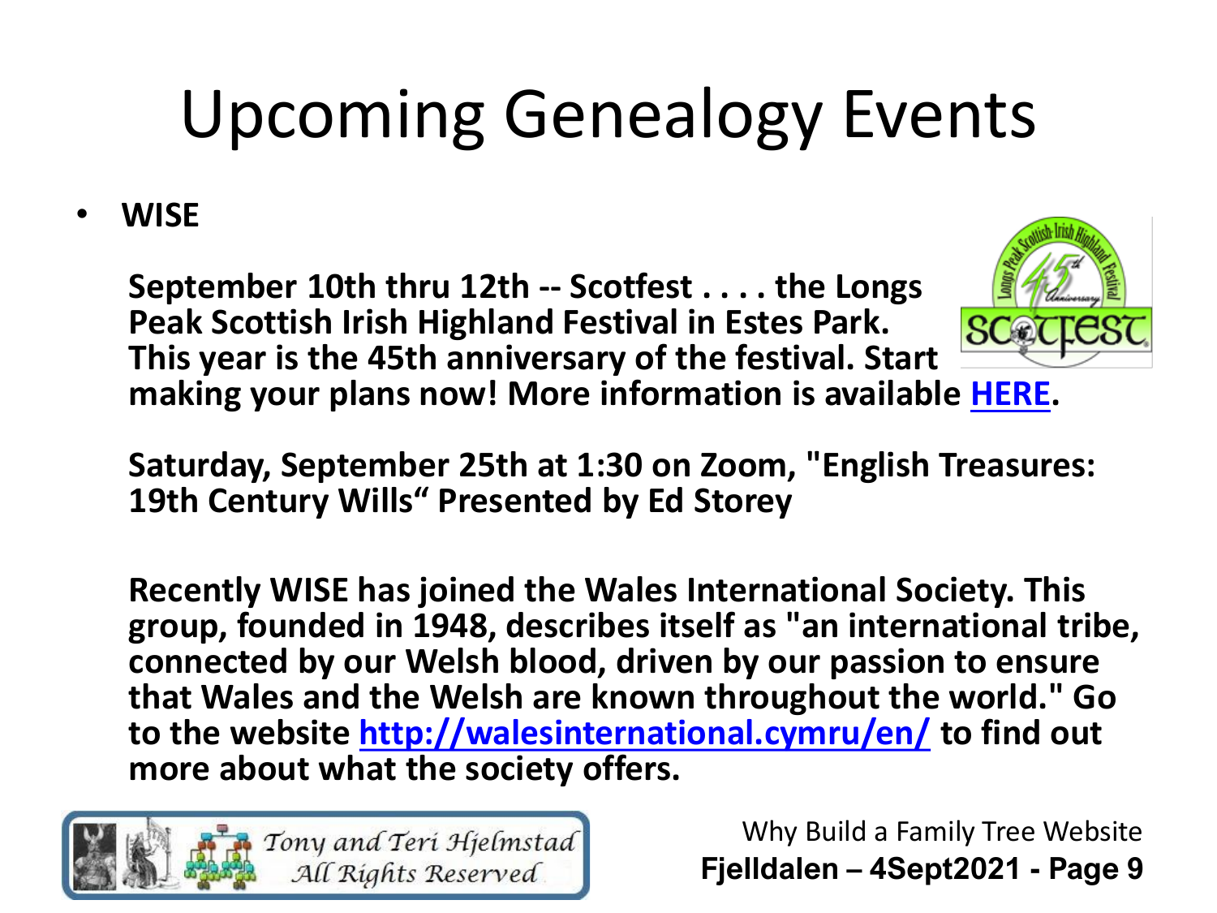# Upcoming Genealogy Events

- **WISE**

**September 10th thru 12th -- Scotfest . . . . the Longs Peak Scottish Irish Highland Festival in Estes Park. This year is the 45th anniversary of the festival. Start making your plans now! More information is available HERE.**

**Saturday, September 25th at 1:30 on Zoom, "English Treasures: 19th Century Wills" Presented by Ed Storey**

**Recently WISE has joined the Wales International Society. This group, founded in 1948, describes itself as "an international tribe, connected by our Welsh blood, driven by our passion to ensure that Wales and the Welsh are known throughout the world." Go to the website http://walesinternational.cymru/en/ to find out more about what the society offers.**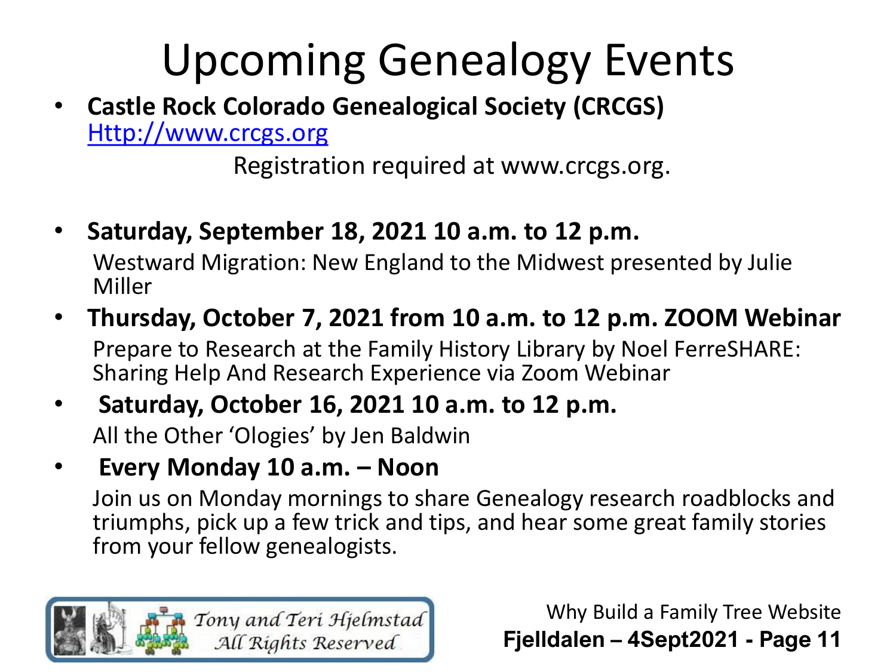# Upcoming Genealogy Events

- **Castle Rock Colorado Genealogical Society (CRCGS)** Http://www.crcgs.org

  Registration required at www.crcgs.org.

- **Saturday, September 18, 2021 10 a.m. to 12 p.m.**

  Westward Migration: New England to the Midwest presented by Julie Miller

- **Thursday, October 7, 2021 from 10 a.m. to 12 p.m. ZOOM Webinar**

  Prepare to Research at the Family History Library by Noel FerreSHARE: Sharing Help And Research Experience via Zoom Webinar

- **Saturday, October 16, 2021 10 a.m. to 12 p.m.**

  All the Other 'Ologies' by Jen Baldwin

- **Every Monday 10 a.m. – Noon**

  Join us on Monday mornings to share Genealogy research roadblocks and triumphs, pick up a few trick and tips, and hear some great family stories from your fellow genealogists.

Tony and Teri Hjelmstad All Rights Reserved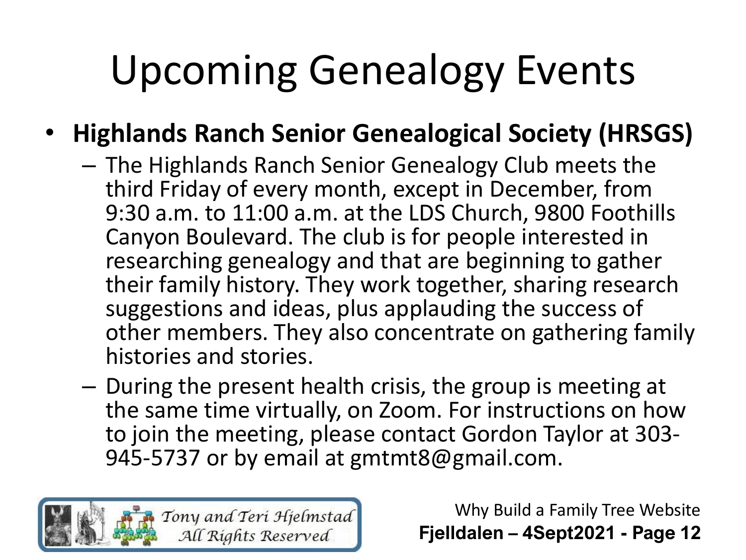# Upcoming Genealogy Events

- **Highlands Ranch Senior Genealogical Society (HRSGS)**
  - The Highlands Ranch Senior Genealogy Club meets the third Friday of every month, except in December, from 9:30 a.m. to 11:00 a.m. at the LDS Church, 9800 Foothills Canyon Boulevard. The club is for people interested in researching genealogy and that are beginning to gather their family history. They work together, sharing research suggestions and ideas, plus applauding the success of other members. They also concentrate on gathering family histories and stories.
  - During the present health crisis, the group is meeting at the same time virtually, on Zoom. For instructions on how to join the meeting, please contact Gordon Taylor at 303-945-5737 or by email at gmtmt8@gmail.com.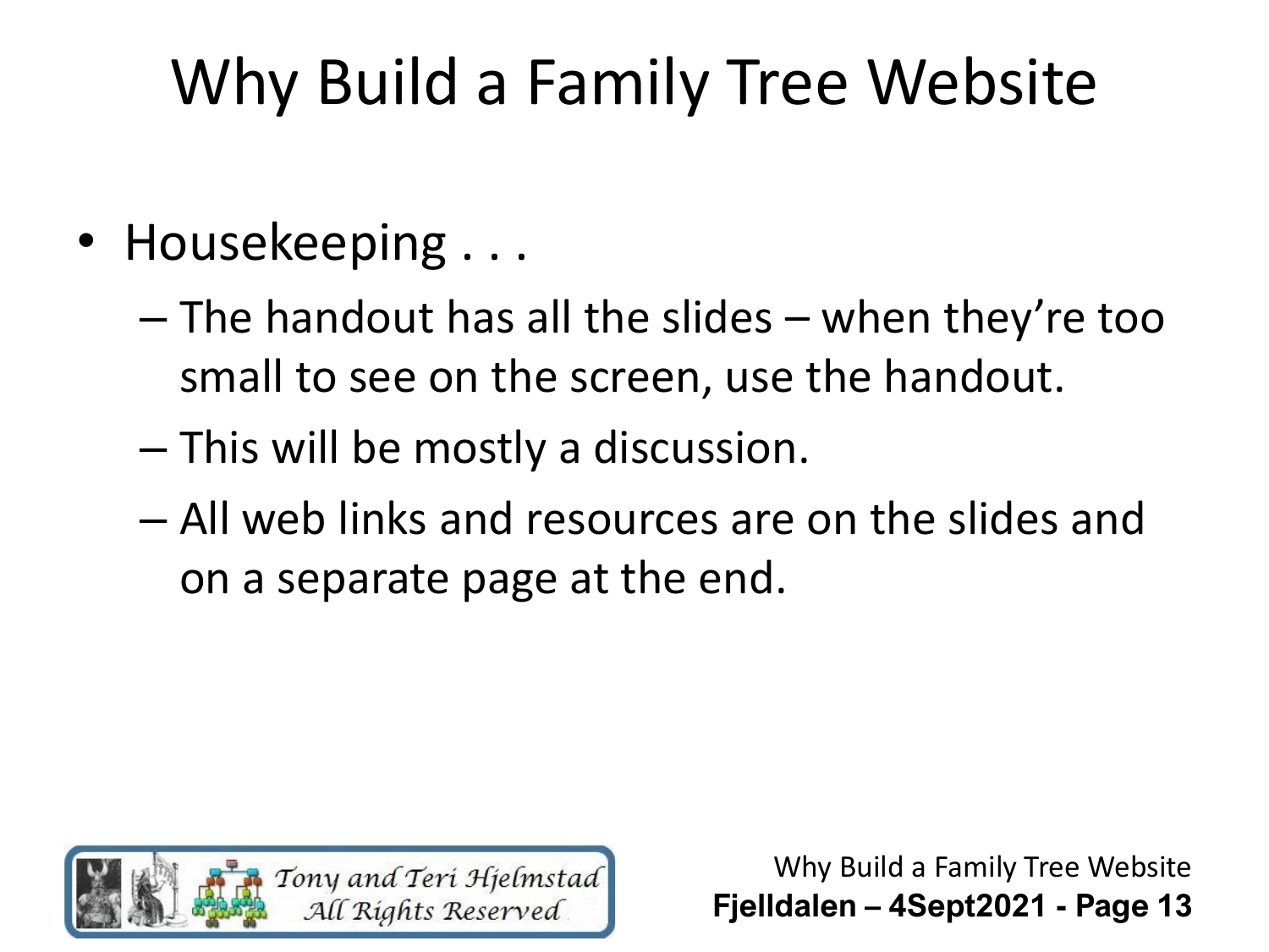# Why Build a Family Tree Website

- Housekeeping . . .
  - The handout has all the slides – when they're too small to see on the screen, use the handout.
  - This will be mostly a discussion.
  - All web links and resources are on the slides and on a separate page at the end.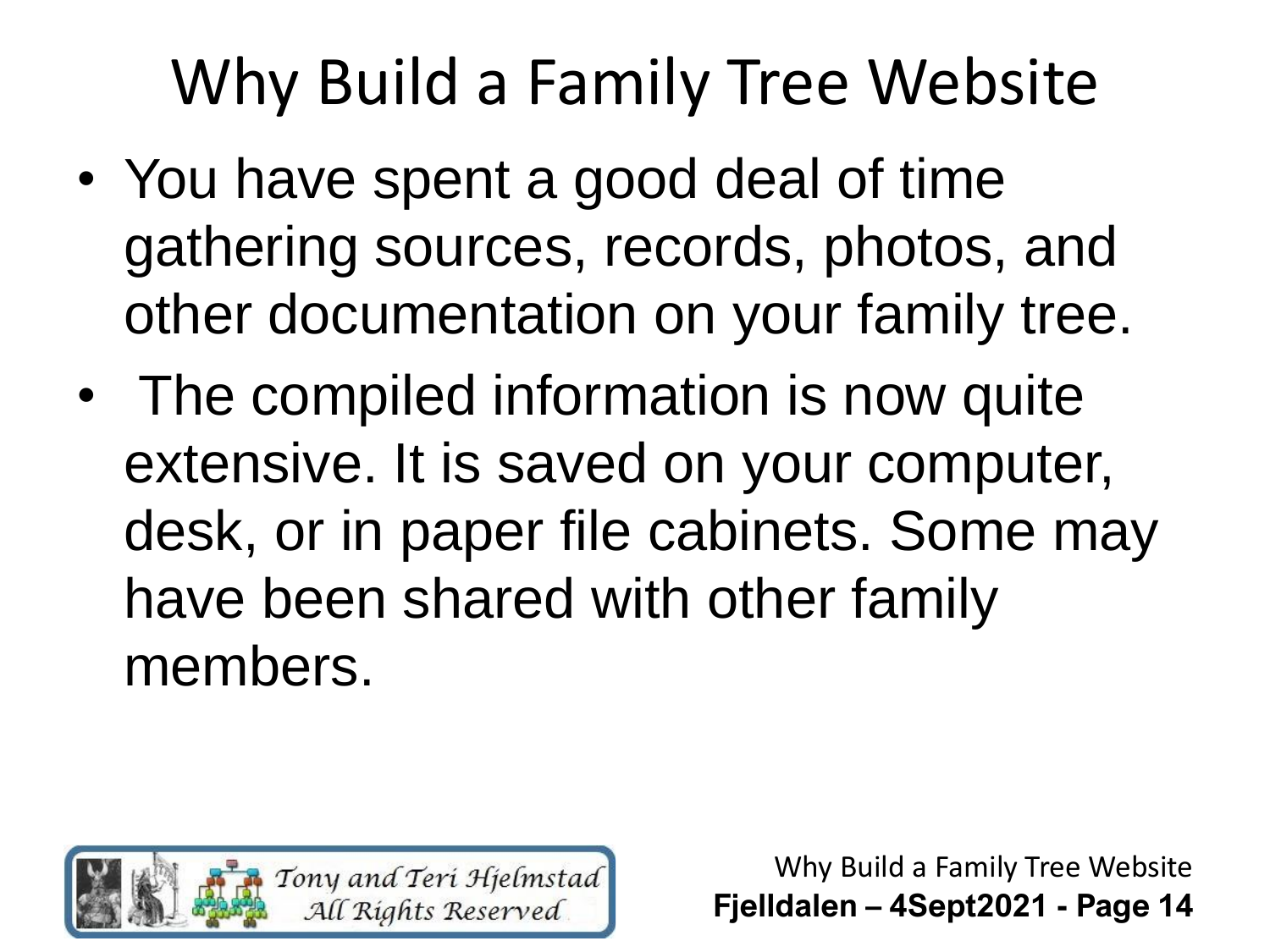# Why Build a Family Tree Website

- You have spent a good deal of time gathering sources, records, photos, and other documentation on your family tree.
- The compiled information is now quite extensive. It is saved on your computer, desk, or in paper file cabinets. Some may have been shared with other family members.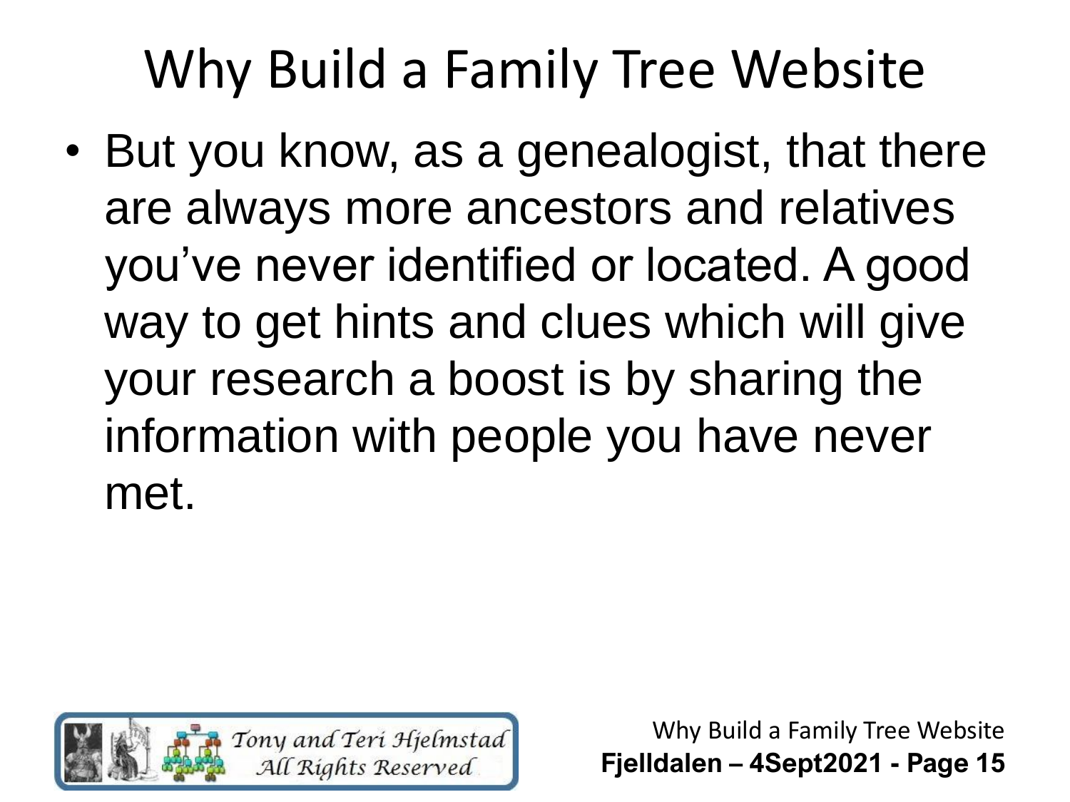# Why Build a Family Tree Website

- But you know, as a genealogist, that there are always more ancestors and relatives you've never identified or located. A good way to get hints and clues which will give your research a boost is by sharing the information with people you have never met.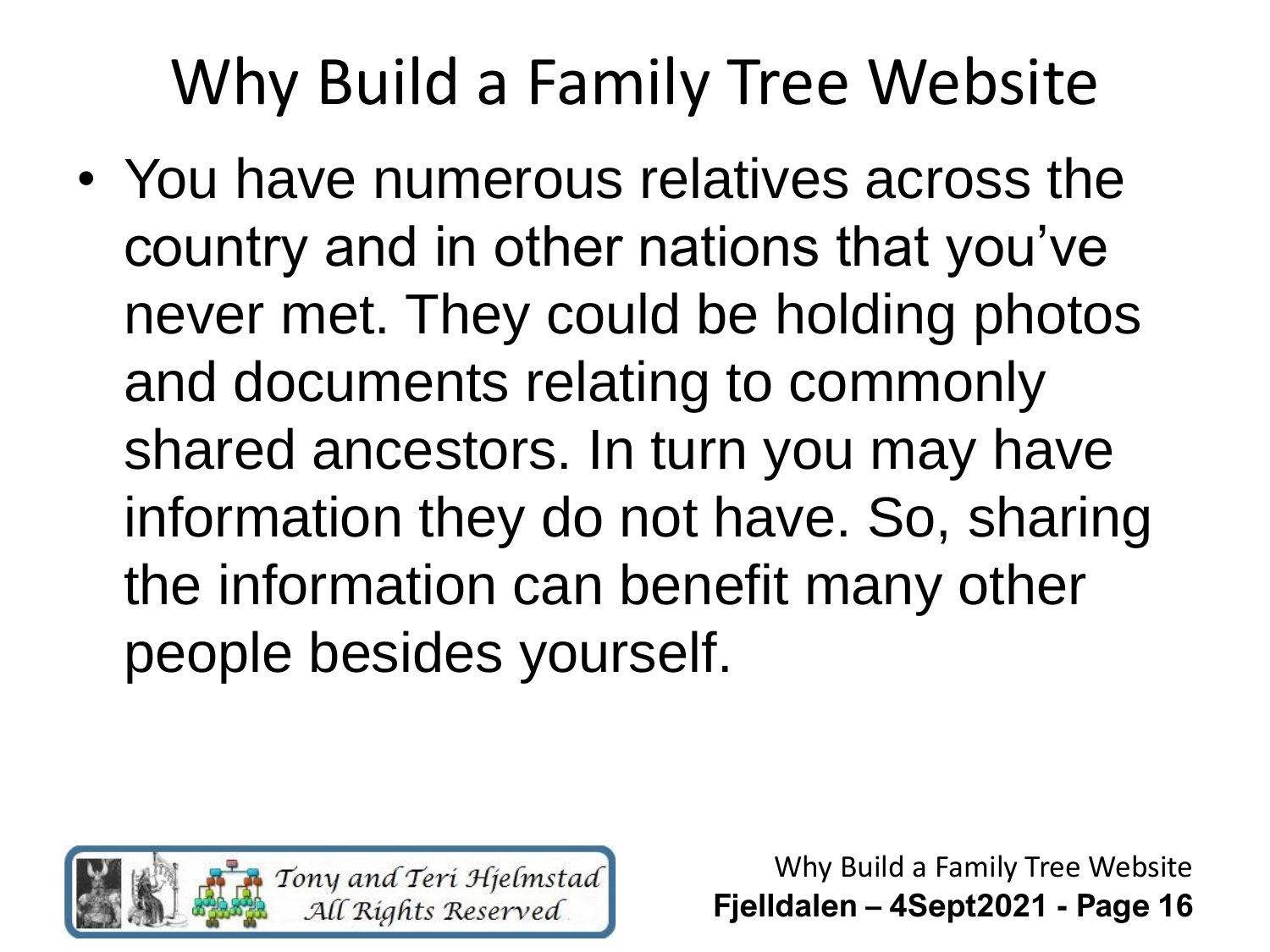# Why Build a Family Tree Website

- You have numerous relatives across the country and in other nations that you've never met. They could be holding photos and documents relating to commonly shared ancestors. In turn you may have information they do not have. So, sharing the information can benefit many other people besides yourself.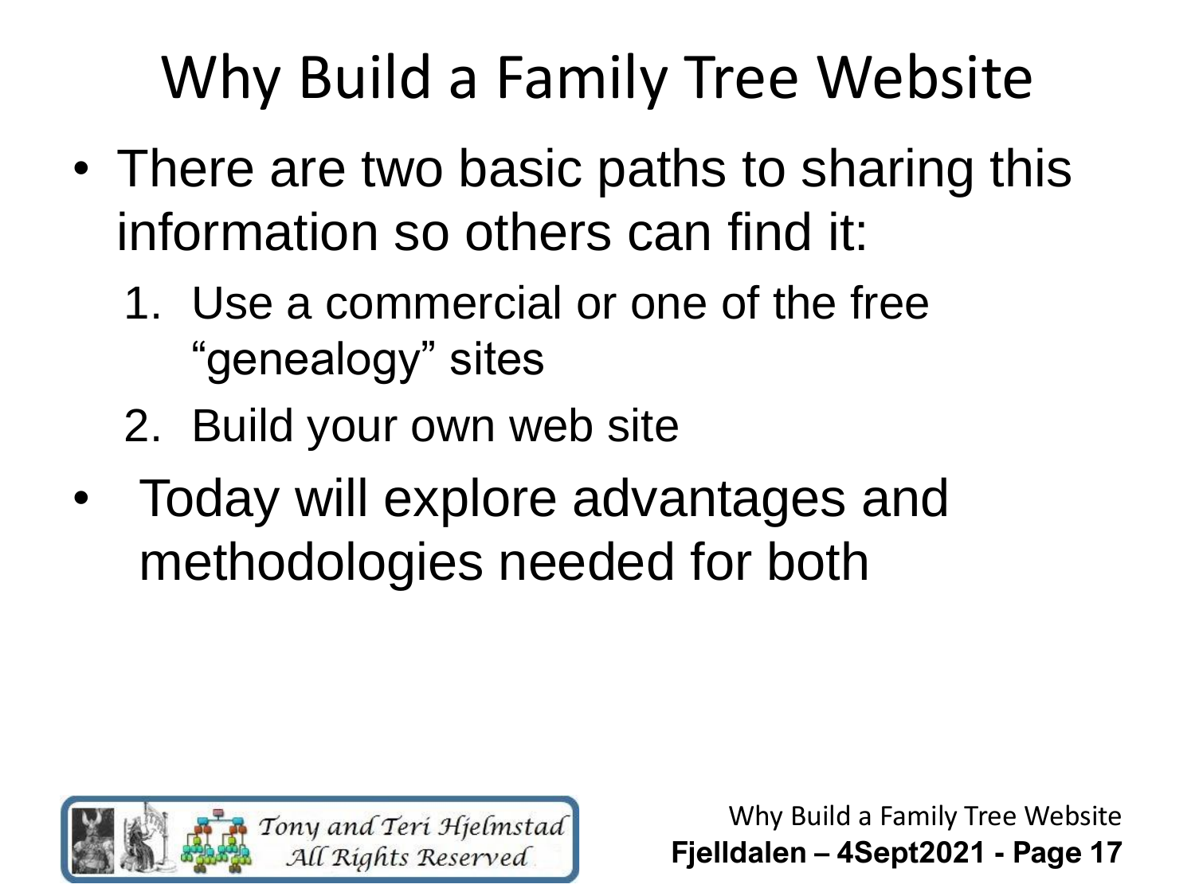# Why Build a Family Tree Website

- There are two basic paths to sharing this information so others can find it:
  1. Use a commercial or one of the free “genealogy” sites
  2. Build your own web site
- Today will explore advantages and methodologies needed for both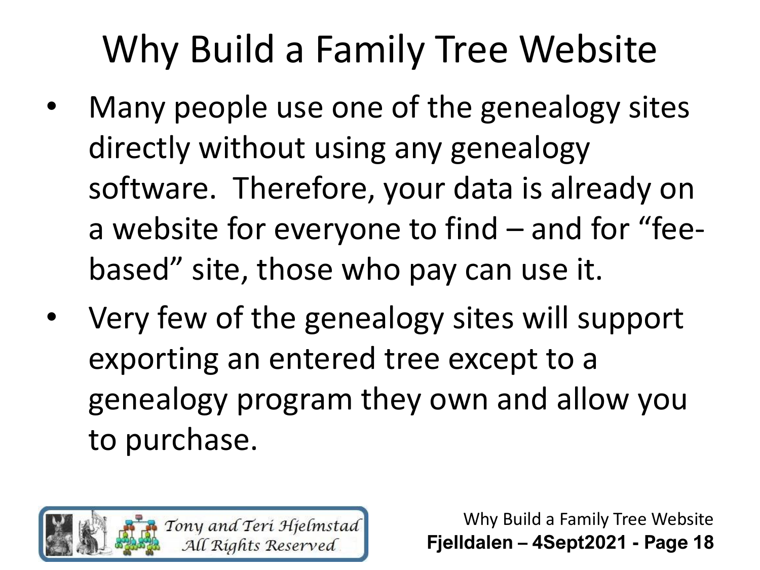# Why Build a Family Tree Website

- Many people use one of the genealogy sites directly without using any genealogy software. Therefore, your data is already on a website for everyone to find – and for “fee-based” site, those who pay can use it.
- Very few of the genealogy sites will support exporting an entered tree except to a genealogy program they own and allow you to purchase.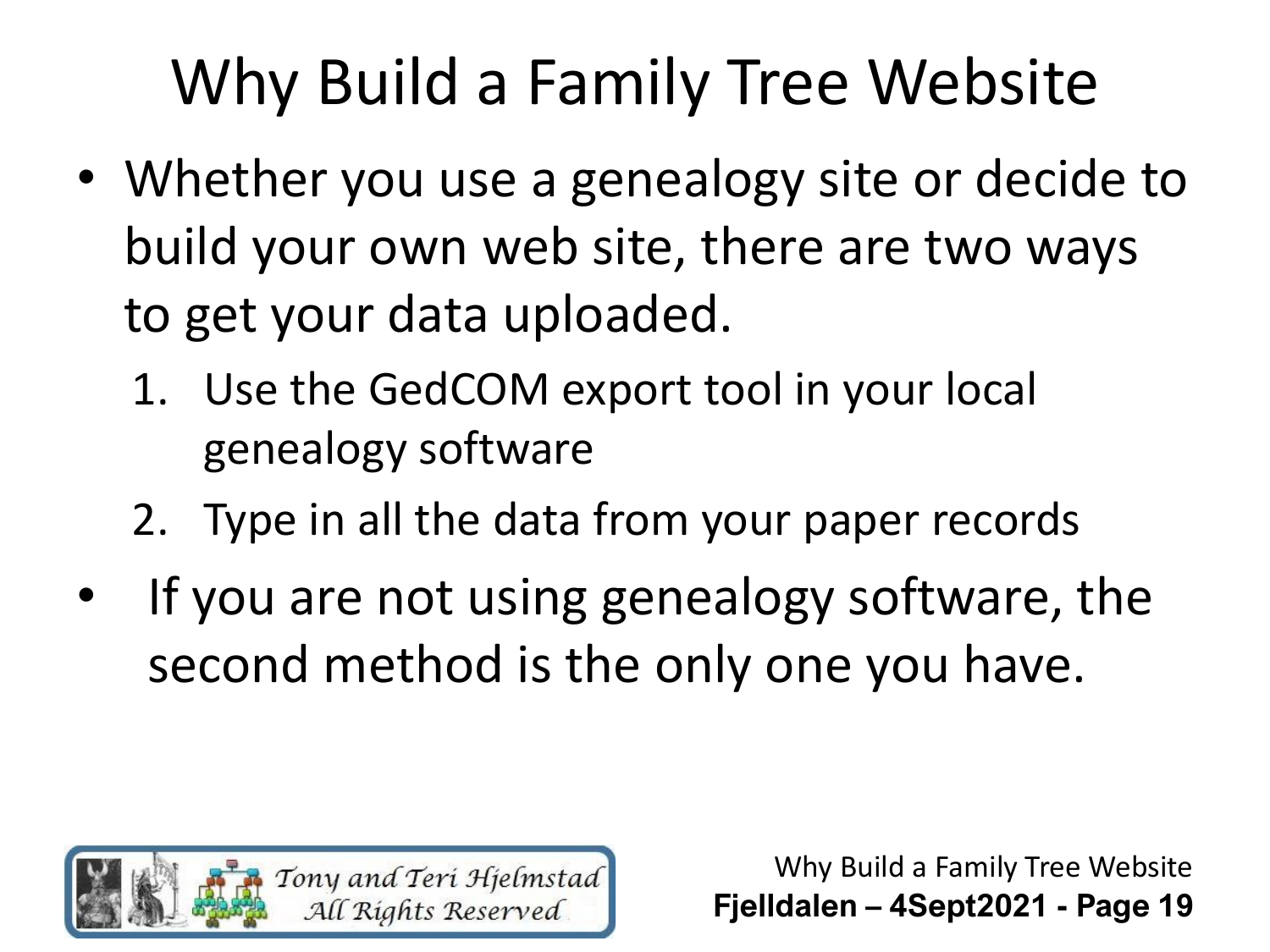# Why Build a Family Tree Website

- Whether you use a genealogy site or decide to build your own web site, there are two ways to get your data uploaded.
  1. Use the GedCOM export tool in your local genealogy software
  2. Type in all the data from your paper records
- If you are not using genealogy software, the second method is the only one you have.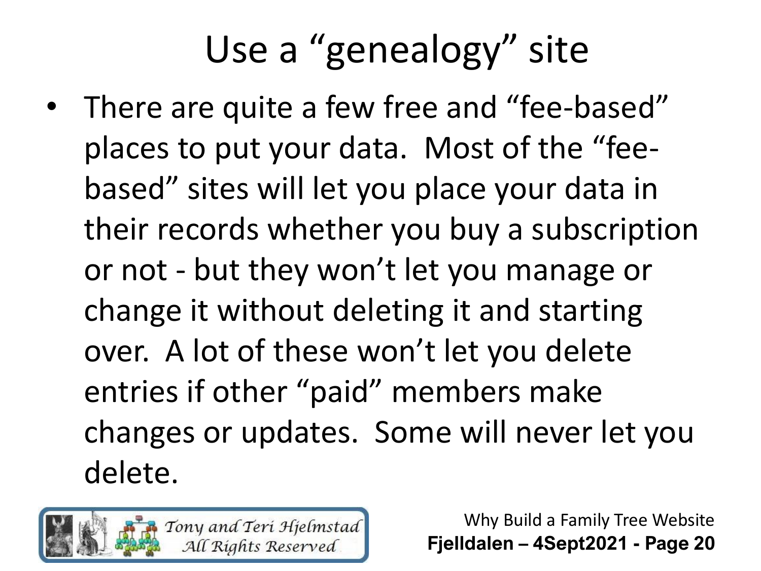# Use a "genealogy" site

- There are quite a few free and "fee-based" places to put your data. Most of the "fee-based" sites will let you place your data in their records whether you buy a subscription or not - but they won't let you manage or change it without deleting it and starting over. A lot of these won't let you delete entries if other "paid" members make changes or updates. Some will never let you delete.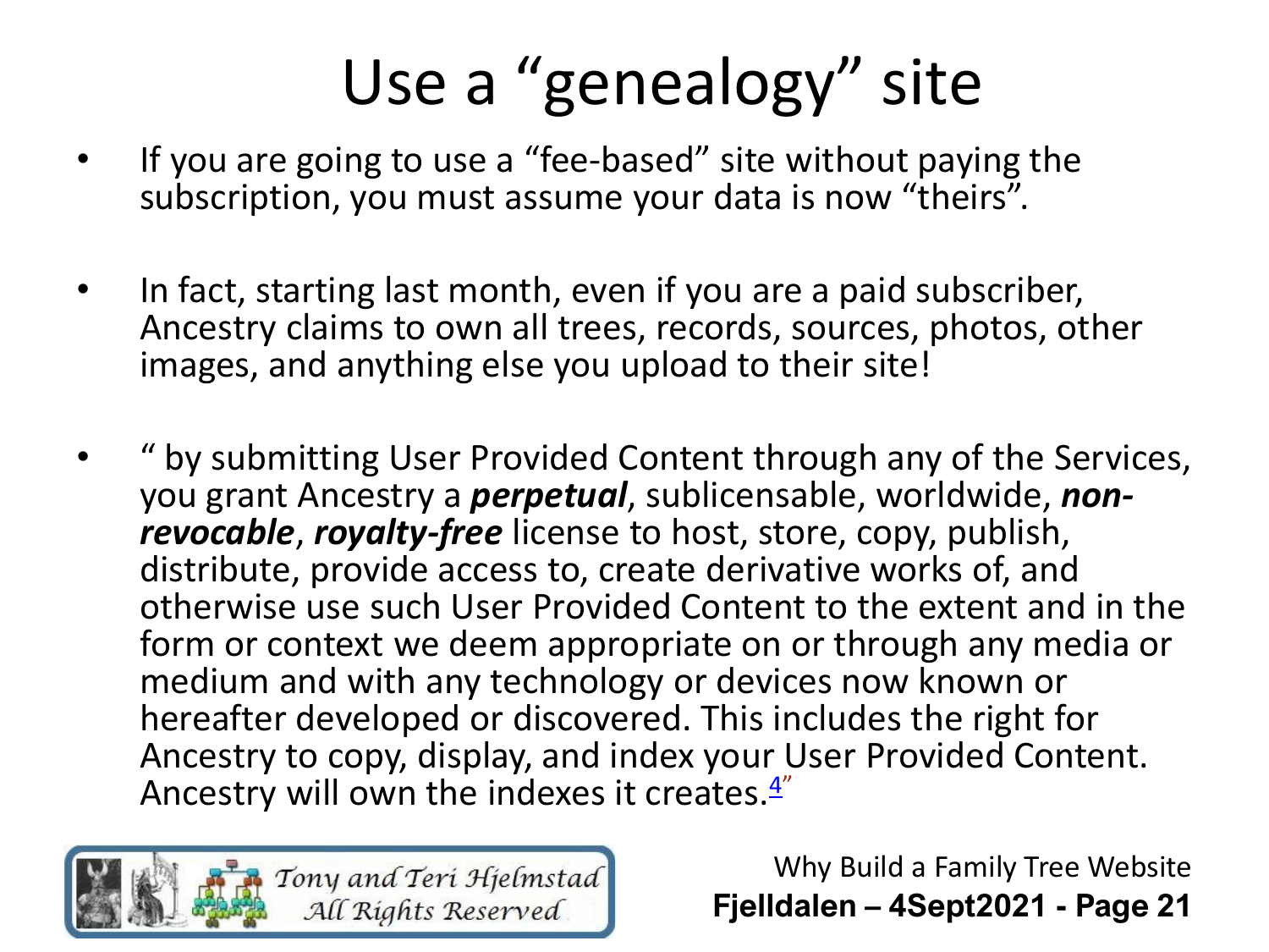# Use a "genealogy" site

- If you are going to use a "fee-based" site without paying the subscription, you must assume your data is now "theirs".

- In fact, starting last month, even if you are a paid subscriber, Ancestry claims to own all trees, records, sources, photos, other images, and anything else you upload to their site!

- " by submitting User Provided Content through any of the Services, you grant Ancestry a ***perpetual***, sublicensable, worldwide, ***non-revocable***, ***royalty-free*** license to host, store, copy, publish, distribute, provide access to, create derivative works of, and otherwise use such User Provided Content to the extent and in the form or context we deem appropriate on or through any media or medium and with any technology or devices now known or hereafter developed or discovered. This includes the right for Ancestry to copy, display, and index your User Provided Content. Ancestry will own the indexes it creates.[4]"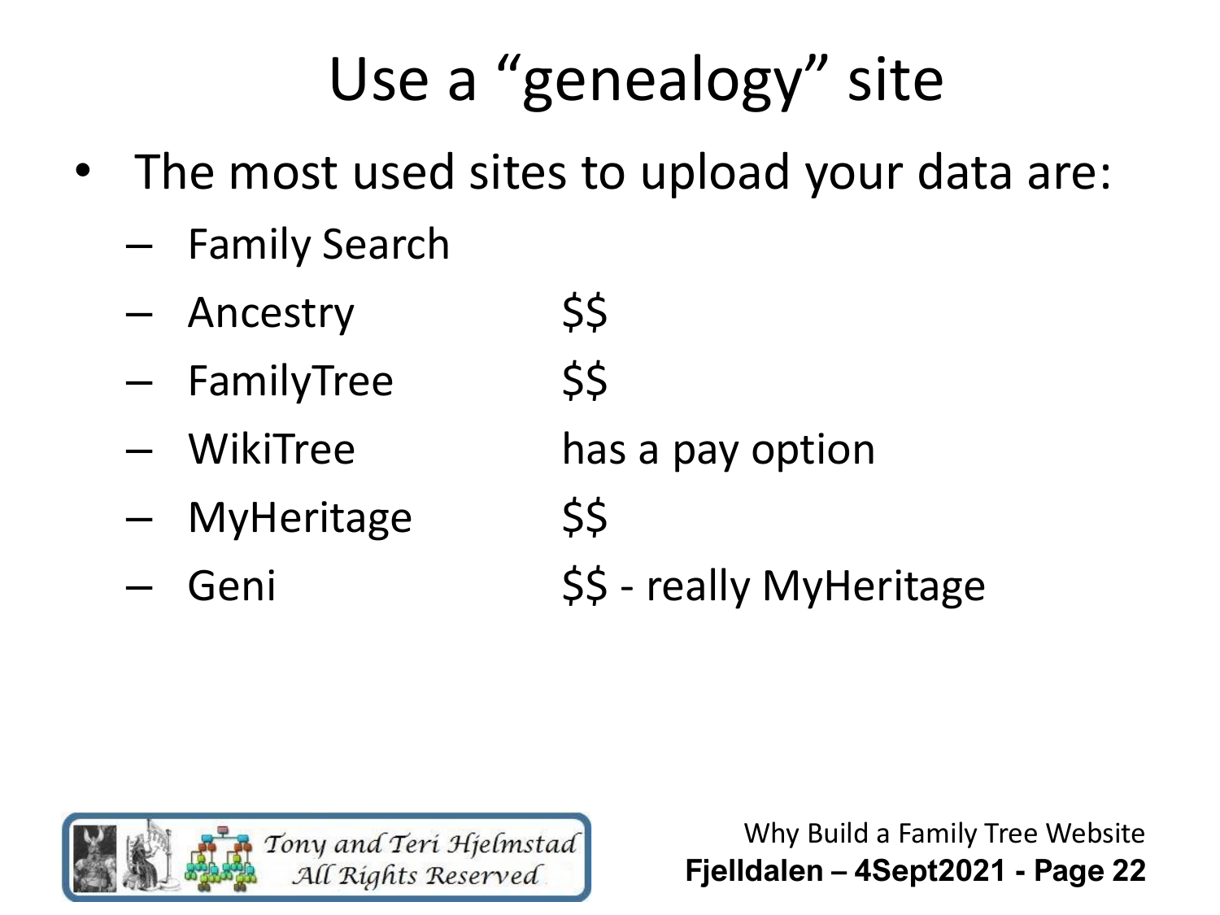# Use a "genealogy" site

- The most used sites to upload your data are:
  - Family Search
  - Ancestry $$
  - FamilyTree $$
  - WikiTree has a pay option
  - MyHeritage $$
  - Geni $$ - really MyHeritage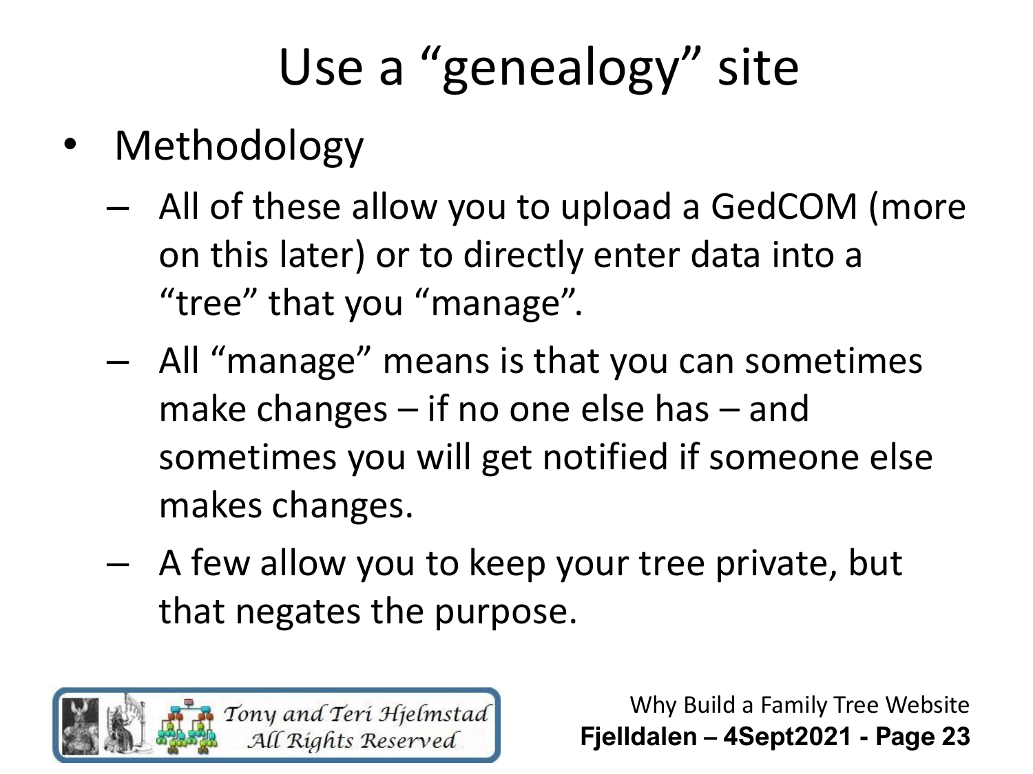# Use a "genealogy" site

- Methodology
  - All of these allow you to upload a GedCOM (more on this later) or to directly enter data into a "tree" that you "manage".
  - All "manage" means is that you can sometimes make changes – if no one else has – and sometimes you will get notified if someone else makes changes.
  - A few allow you to keep your tree private, but that negates the purpose.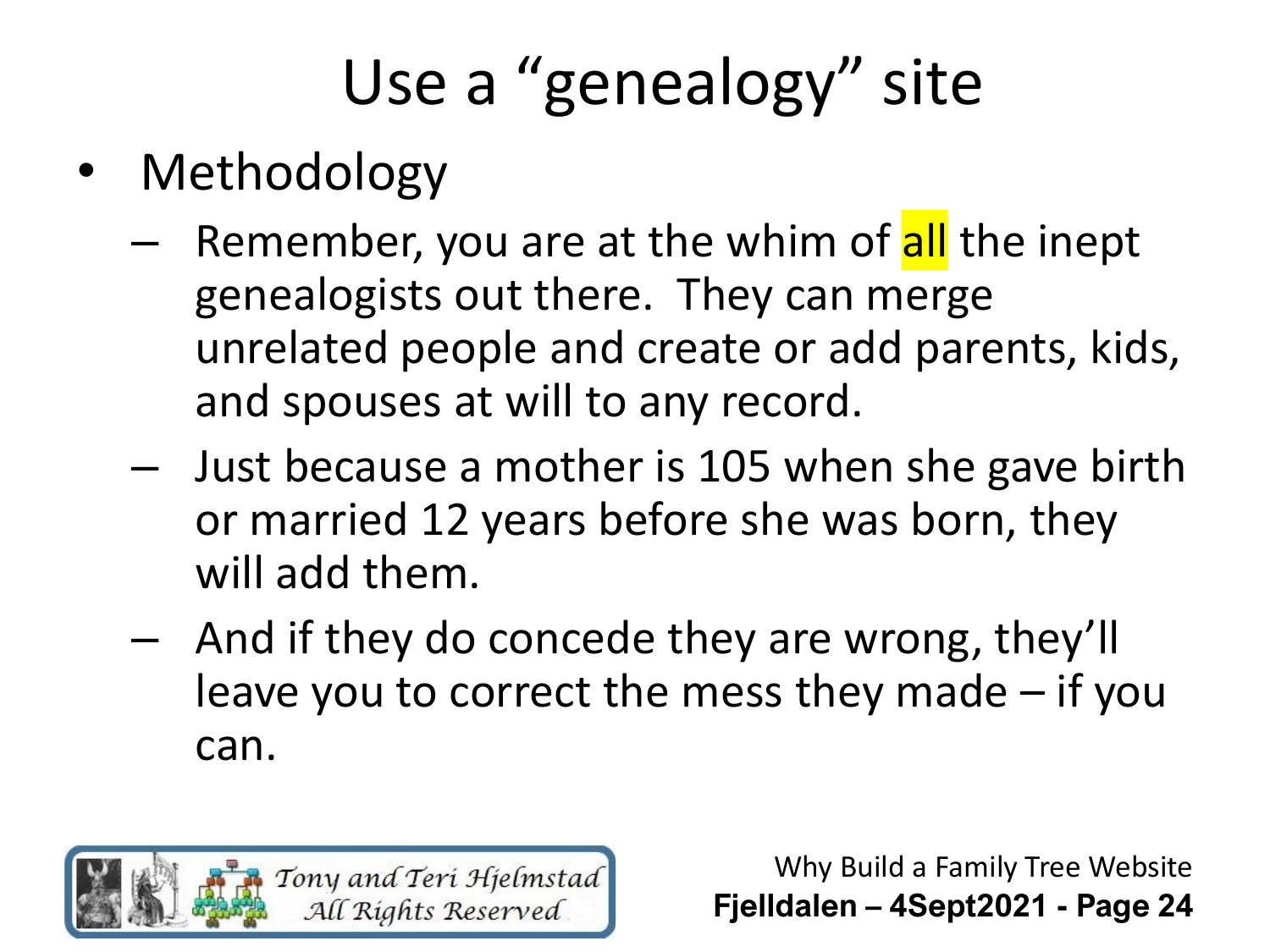# Use a "genealogy" site

- Methodology
  - Remember, you are at the whim of all the inept genealogists out there. They can merge unrelated people and create or add parents, kids, and spouses at will to any record.
  - Just because a mother is 105 when she gave birth or married 12 years before she was born, they will add them.
  - And if they do concede they are wrong, they'll leave you to correct the mess they made – if you can.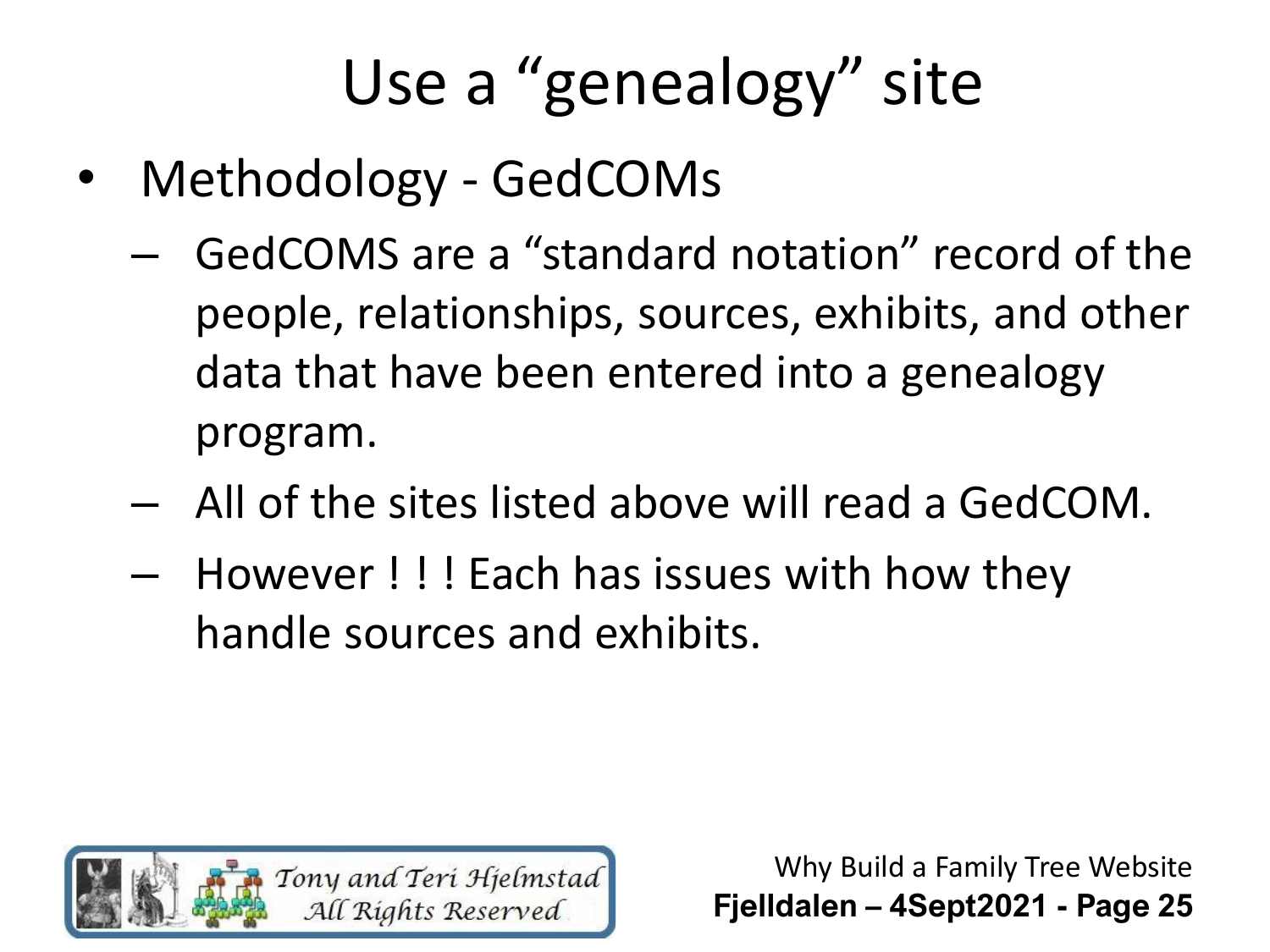# Use a "genealogy" site

- Methodology - GedCOMs
  - GedCOMS are a "standard notation" record of the people, relationships, sources, exhibits, and other data that have been entered into a genealogy program.
  - All of the sites listed above will read a GedCOM.
  - However ! ! ! Each has issues with how they handle sources and exhibits.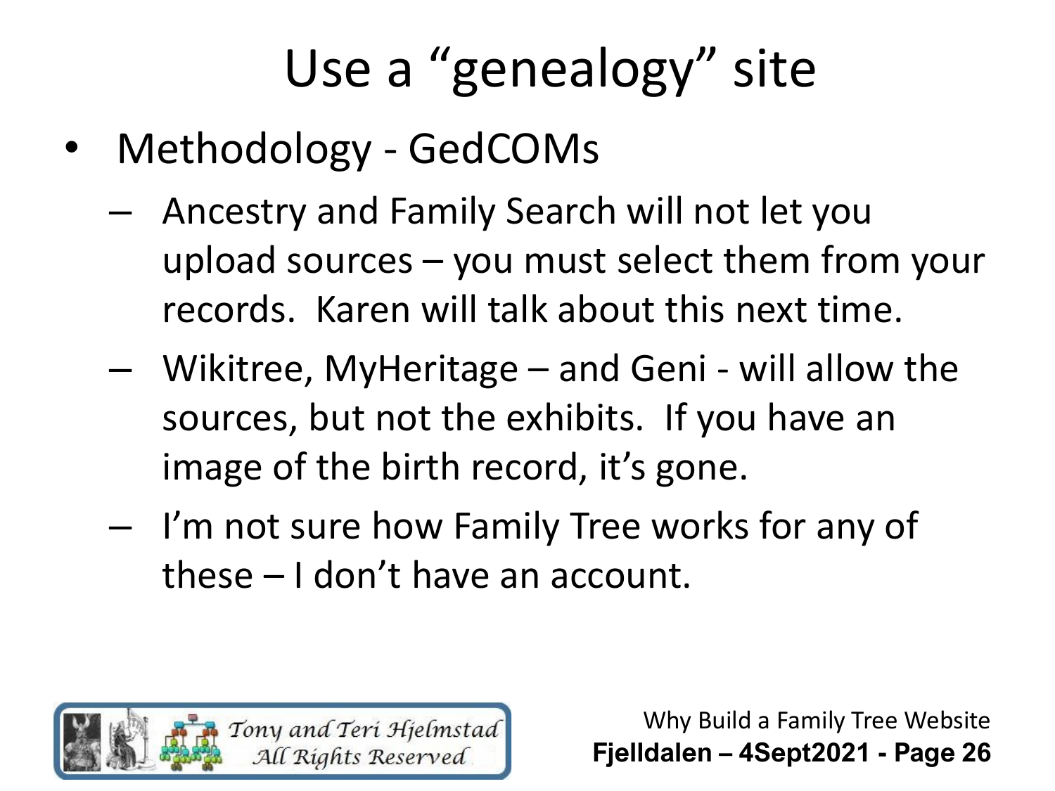# Use a "genealogy" site

- Methodology - GedCOMs
  - Ancestry and Family Search will not let you upload sources – you must select them from your records. Karen will talk about this next time.
  - Wikitree, MyHeritage – and Geni - will allow the sources, but not the exhibits. If you have an image of the birth record, it's gone.
  - I'm not sure how Family Tree works for any of these – I don't have an account.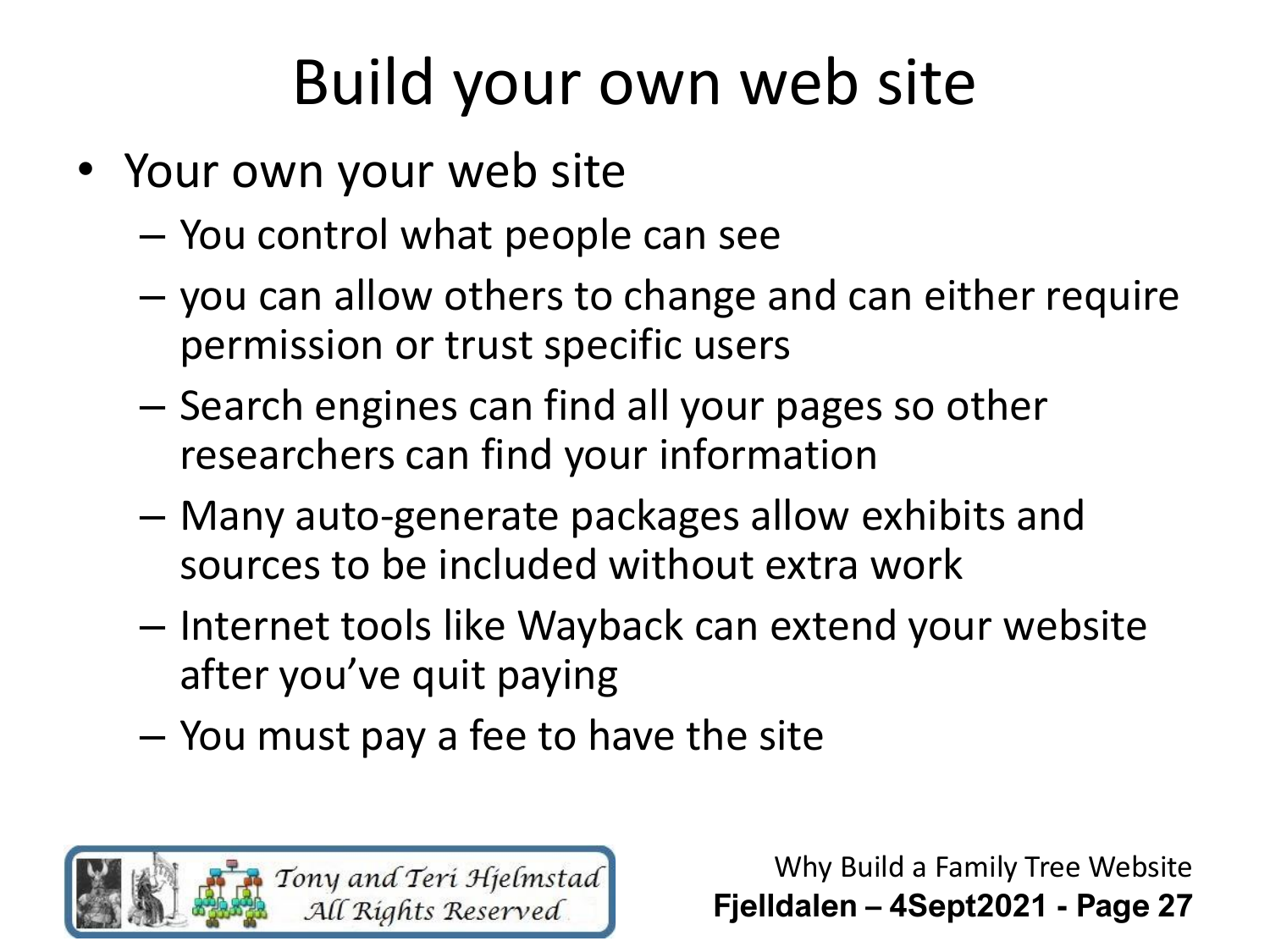# Build your own web site

- Your own your web site
  - You control what people can see
  - you can allow others to change and can either require permission or trust specific users
  - Search engines can find all your pages so other researchers can find your information
  - Many auto-generate packages allow exhibits and sources to be included without extra work
  - Internet tools like Wayback can extend your website after you've quit paying
  - You must pay a fee to have the site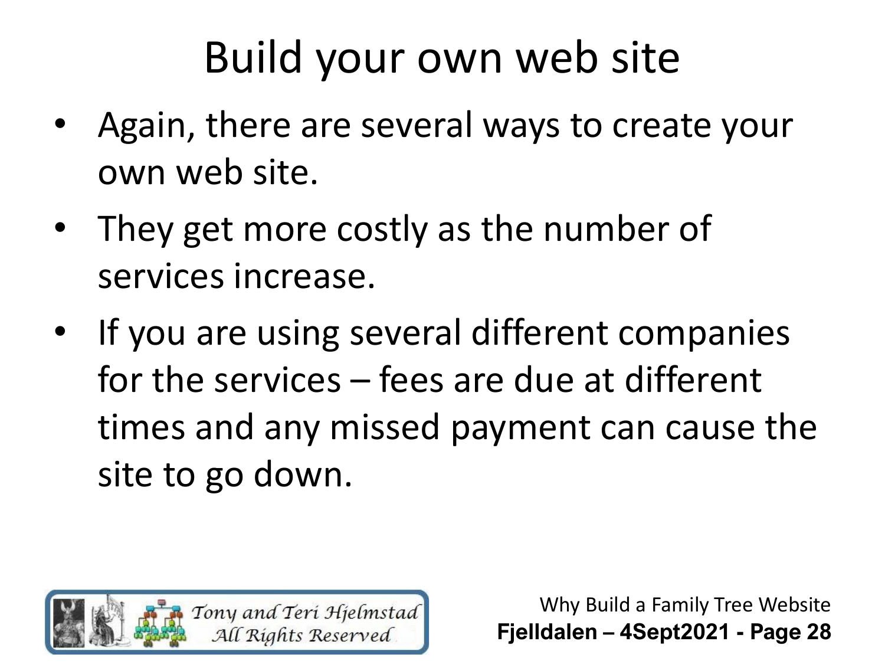# Build your own web site

- Again, there are several ways to create your own web site.
- They get more costly as the number of services increase.
- If you are using several different companies for the services – fees are due at different times and any missed payment can cause the site to go down.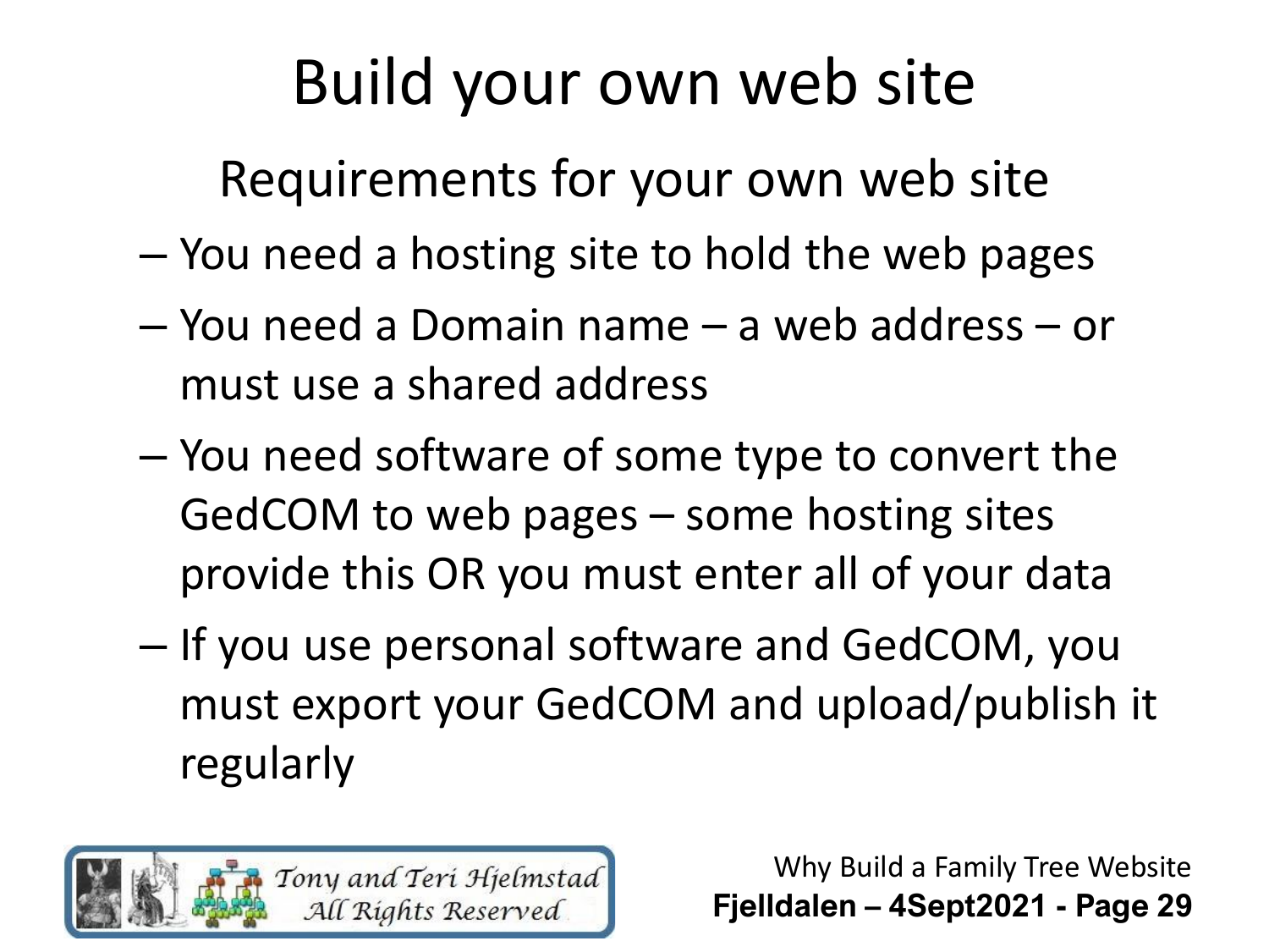# Build your own web site

## Requirements for your own web site

- You need a hosting site to hold the web pages
- You need a Domain name – a web address – or must use a shared address
- You need software of some type to convert the GedCOM to web pages – some hosting sites provide this OR you must enter all of your data
- If you use personal software and GedCOM, you must export your GedCOM and upload/publish it regularly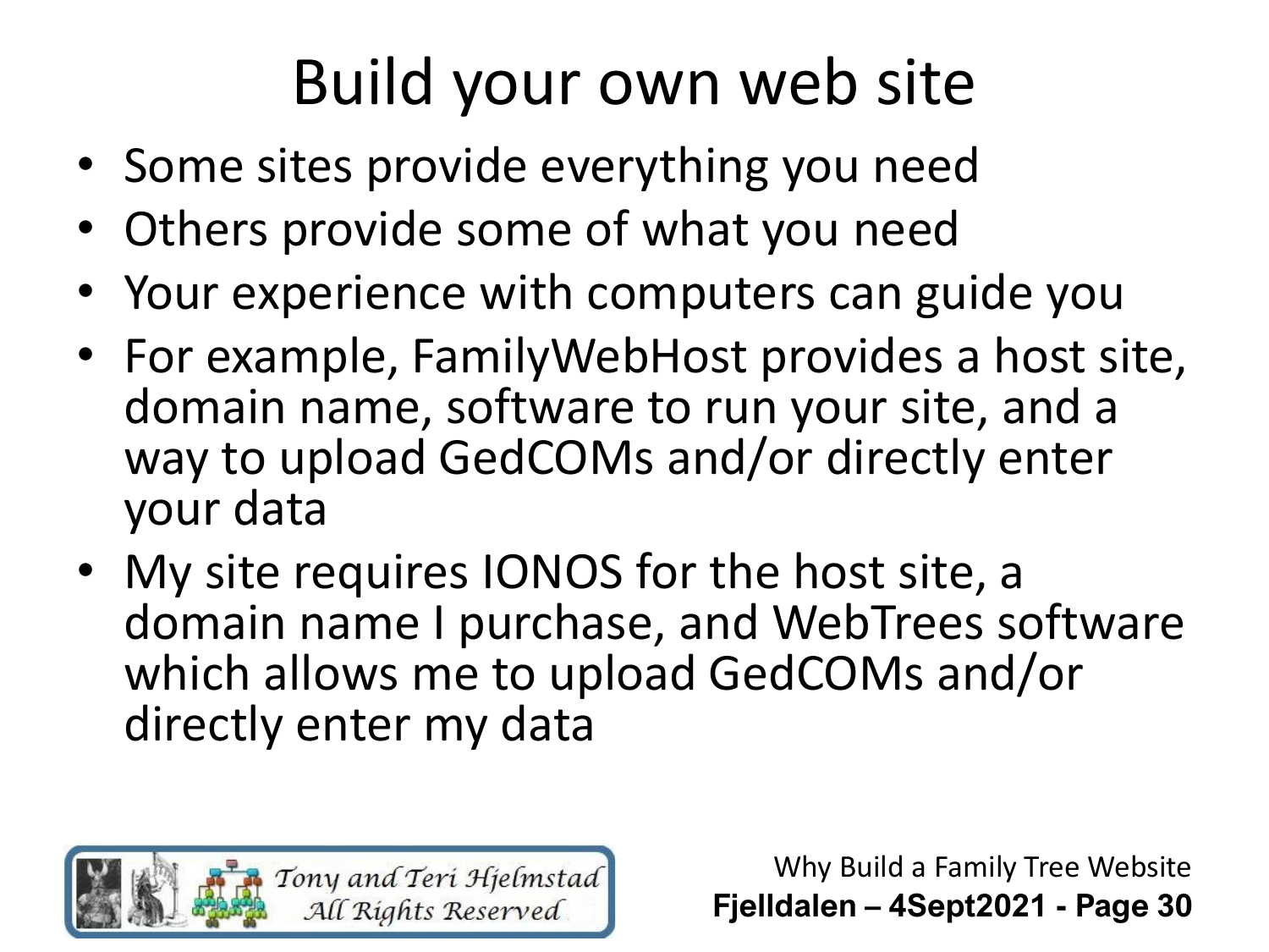# Build your own web site

- Some sites provide everything you need
- Others provide some of what you need
- Your experience with computers can guide you
- For example, FamilyWebHost provides a host site, domain name, software to run your site, and a way to upload GedCOMs and/or directly enter your data
- My site requires IONOS for the host site, a domain name I purchase, and WebTrees software which allows me to upload GedCOMs and/or directly enter my data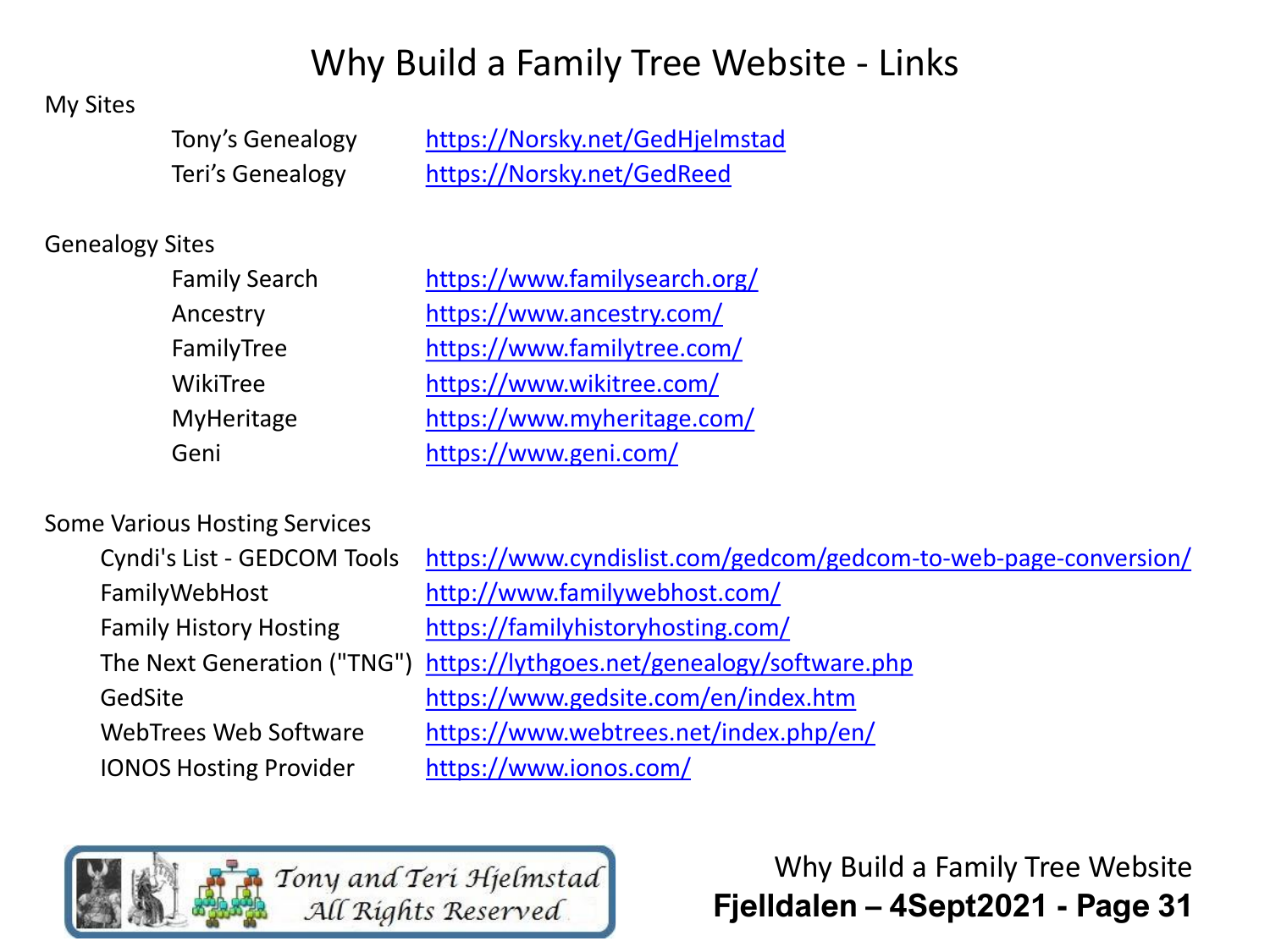# Why Build a Family Tree Website - Links

My Sites

| | |
|---|---|
| Tony's Genealogy | https://Norsky.net/GedHjelmstad |
| Teri's Genealogy | https://Norsky.net/GedReed |

Genealogy Sites

| | |
|---|---|
| Family Search | https://www.familysearch.org/ |
| Ancestry | https://www.ancestry.com/ |
| FamilyTree | https://www.familytree.com/ |
| WikiTree | https://www.wikitree.com/ |
| MyHeritage | https://www.myheritage.com/ |
| Geni | https://www.geni.com/ |

Some Various Hosting Services

| | |
|---|---|
| Cyndi's List - GEDCOM Tools | https://www.cyndislist.com/gedcom/gedcom-to-web-page-conversion/ |
| FamilyWebHost | http://www.familywebhost.com/ |
| Family History Hosting | https://familyhistoryhosting.com/ |
| The Next Generation ("TNG") | https://lythgoes.net/genealogy/software.php |
| GedSite | https://www.gedsite.com/en/index.htm |
| WebTrees Web Software | https://www.webtrees.net/index.php/en/ |
| IONOS Hosting Provider | https://www.ionos.com/ |

Tony and Teri Hjelmstad
All Rights Reserved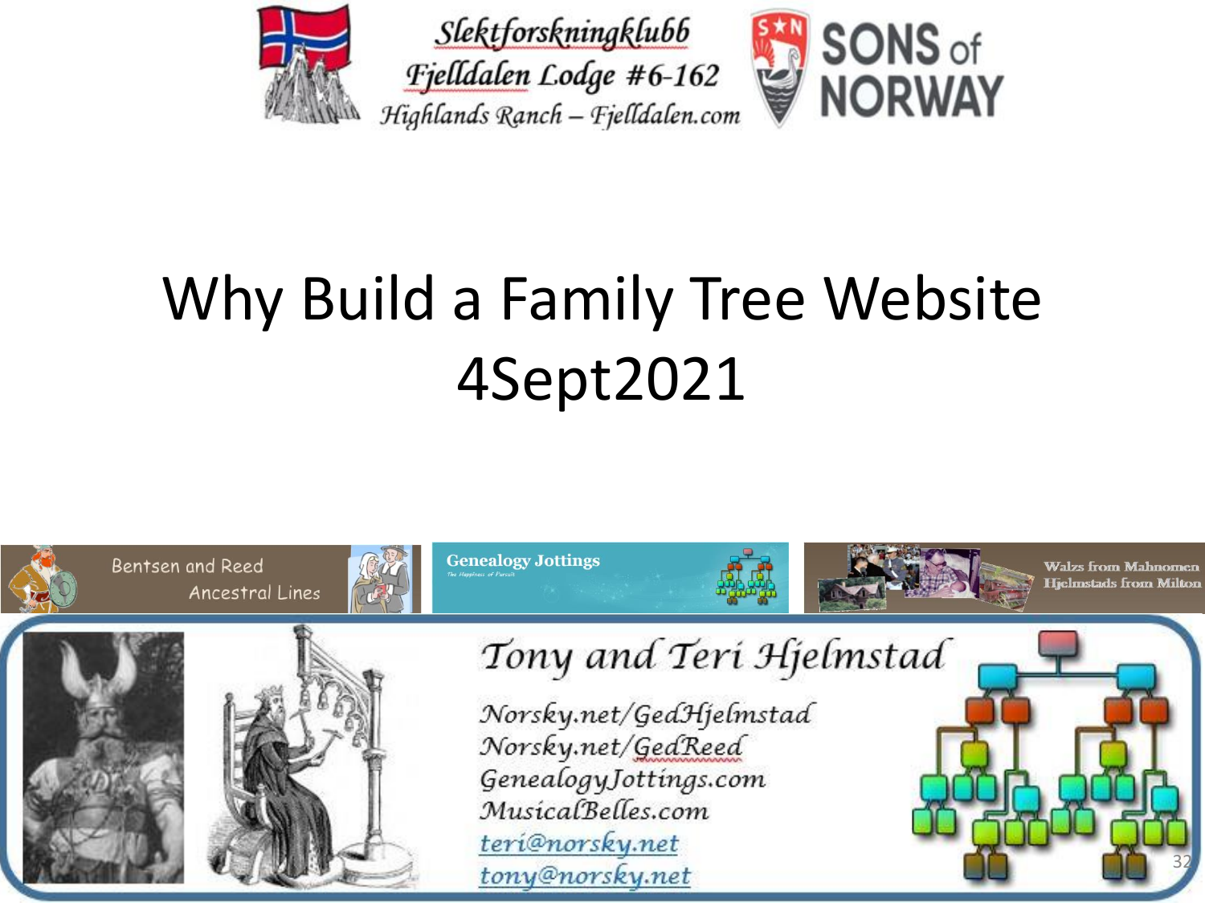Slektforskningklubb
Fjelldalen Lodge #6-162
Highlands Ranch – Fjelldalen.com

SONS of NORWAY

# Why Build a Family Tree Website 4Sept2021

Bentsen and Reed Ancestral Lines

Genealogy Jottings

The Happiness of Pursuit

Walzs from Mahnomen
Hjelmstads from Milton

Tony and Teri Hjelmstad

Norsky.net/GedHjelmstad
Norsky.net/GedReed
GenealogyJottings.com
MusicalBelles.com
teri@norsky.net
tony@norsky.net